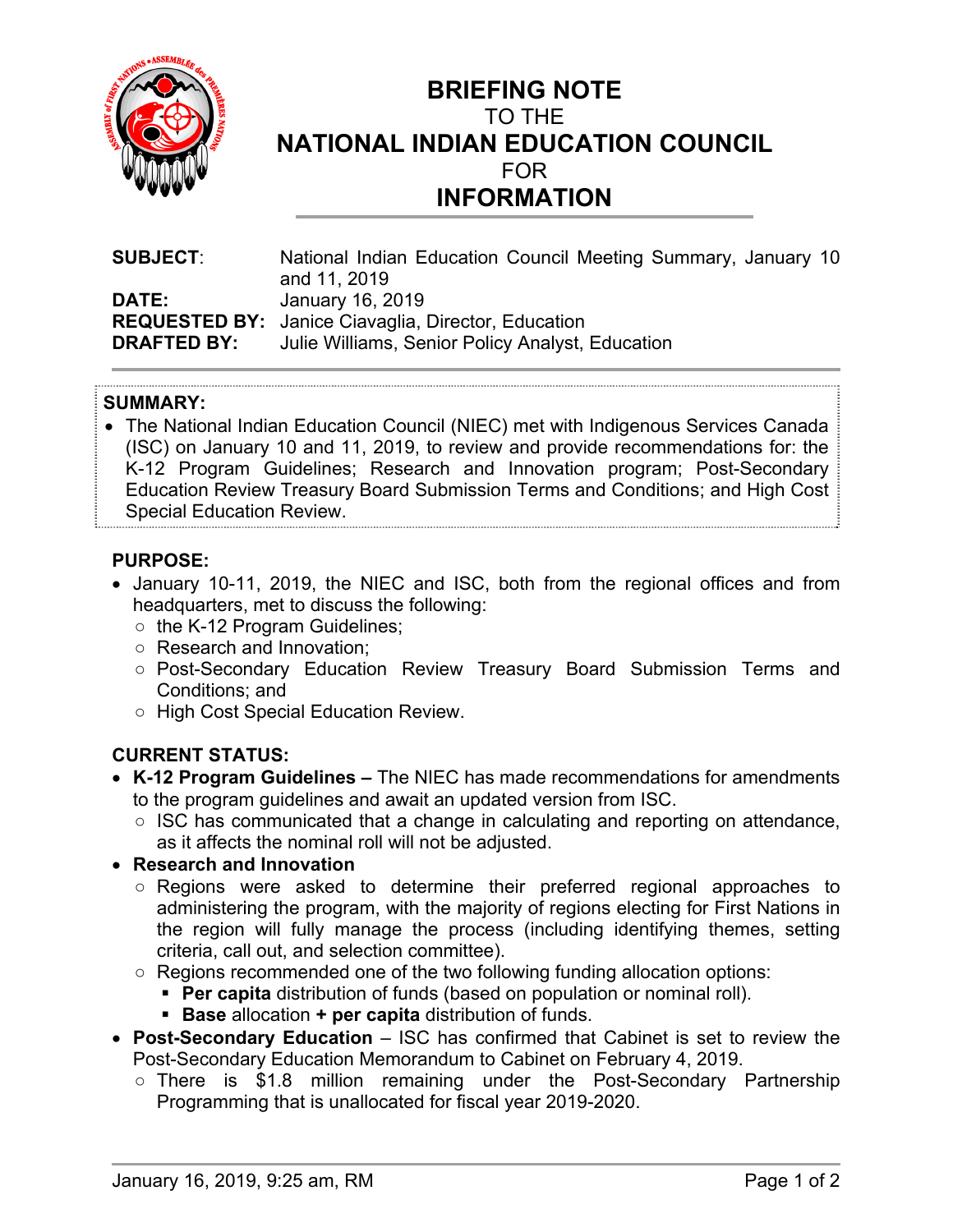# BRIEFING NOTE
TO THE
# NATIONAL INDIAN EDUCATION COUNCIL
FOR
# INFORMATION

**SUBJECT**: National Indian Education Council Meeting Summary, January 10 and 11, 2019
**DATE:** January 16, 2019
**REQUESTED BY:** Janice Ciavaglia, Director, Education
**DRAFTED BY:** Julie Williams, Senior Policy Analyst, Education

## SUMMARY:

- The National Indian Education Council (NIEC) met with Indigenous Services Canada (ISC) on January 10 and 11, 2019, to review and provide recommendations for: the K-12 Program Guidelines; Research and Innovation program; Post-Secondary Education Review Treasury Board Submission Terms and Conditions; and High Cost Special Education Review.

## PURPOSE:

- January 10-11, 2019, the NIEC and ISC, both from the regional offices and from headquarters, met to discuss the following:
  - the K-12 Program Guidelines;
  - Research and Innovation;
  - Post-Secondary Education Review Treasury Board Submission Terms and Conditions; and
  - High Cost Special Education Review.

## CURRENT STATUS:

- **K-12 Program Guidelines –** The NIEC has made recommendations for amendments to the program guidelines and await an updated version from ISC.
  - ISC has communicated that a change in calculating and reporting on attendance, as it affects the nominal roll will not be adjusted.
- **Research and Innovation**
  - Regions were asked to determine their preferred regional approaches to administering the program, with the majority of regions electing for First Nations in the region will fully manage the process (including identifying themes, setting criteria, call out, and selection committee).
  - Regions recommended one of the two following funding allocation options:
    - **Per capita** distribution of funds (based on population or nominal roll).
    - **Base** allocation **+ per capita** distribution of funds.
- **Post-Secondary Education** – ISC has confirmed that Cabinet is set to review the Post-Secondary Education Memorandum to Cabinet on February 4, 2019.
  - There is $1.8 million remaining under the Post-Secondary Partnership Programming that is unallocated for fiscal year 2019-2020.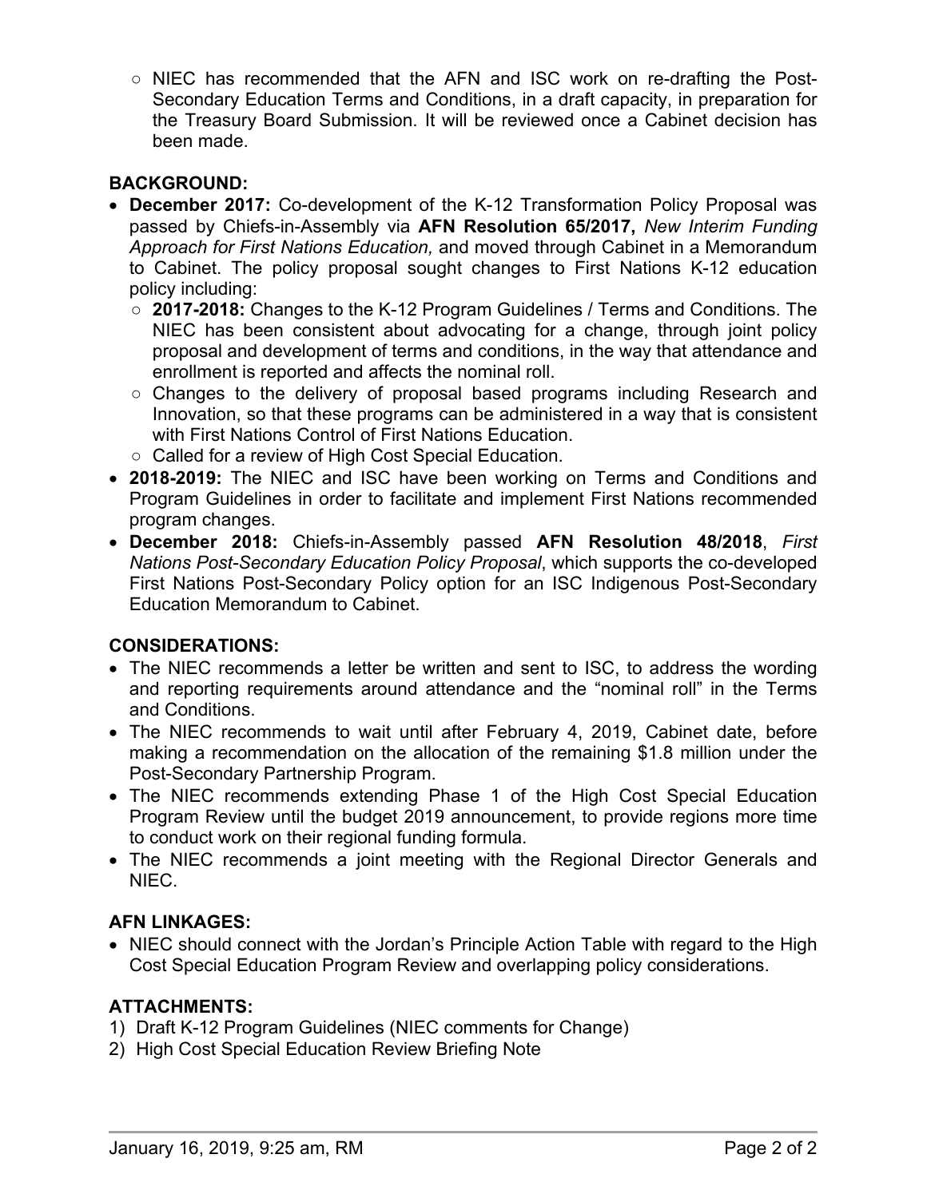- NIEC has recommended that the AFN and ISC work on re-drafting the Post-Secondary Education Terms and Conditions, in a draft capacity, in preparation for the Treasury Board Submission. It will be reviewed once a Cabinet decision has been made.

## BACKGROUND:

- **December 2017:** Co-development of the K-12 Transformation Policy Proposal was passed by Chiefs-in-Assembly via **AFN Resolution 65/2017,** *New Interim Funding Approach for First Nations Education,* and moved through Cabinet in a Memorandum to Cabinet. The policy proposal sought changes to First Nations K-12 education policy including:
  - **2017-2018:** Changes to the K-12 Program Guidelines / Terms and Conditions. The NIEC has been consistent about advocating for a change, through joint policy proposal and development of terms and conditions, in the way that attendance and enrollment is reported and affects the nominal roll.
  - Changes to the delivery of proposal based programs including Research and Innovation, so that these programs can be administered in a way that is consistent with First Nations Control of First Nations Education.
  - Called for a review of High Cost Special Education.
- **2018-2019:** The NIEC and ISC have been working on Terms and Conditions and Program Guidelines in order to facilitate and implement First Nations recommended program changes.
- **December 2018:** Chiefs-in-Assembly passed **AFN Resolution 48/2018**, *First Nations Post-Secondary Education Policy Proposal*, which supports the co-developed First Nations Post-Secondary Policy option for an ISC Indigenous Post-Secondary Education Memorandum to Cabinet.

## CONSIDERATIONS:

- The NIEC recommends a letter be written and sent to ISC, to address the wording and reporting requirements around attendance and the "nominal roll" in the Terms and Conditions.
- The NIEC recommends to wait until after February 4, 2019, Cabinet date, before making a recommendation on the allocation of the remaining $1.8 million under the Post-Secondary Partnership Program.
- The NIEC recommends extending Phase 1 of the High Cost Special Education Program Review until the budget 2019 announcement, to provide regions more time to conduct work on their regional funding formula.
- The NIEC recommends a joint meeting with the Regional Director Generals and NIEC.

## AFN LINKAGES:

- NIEC should connect with the Jordan's Principle Action Table with regard to the High Cost Special Education Program Review and overlapping policy considerations.

## ATTACHMENTS:

1) Draft K-12 Program Guidelines (NIEC comments for Change)
2) High Cost Special Education Review Briefing Note

January 16, 2019, 9:25 am, RM